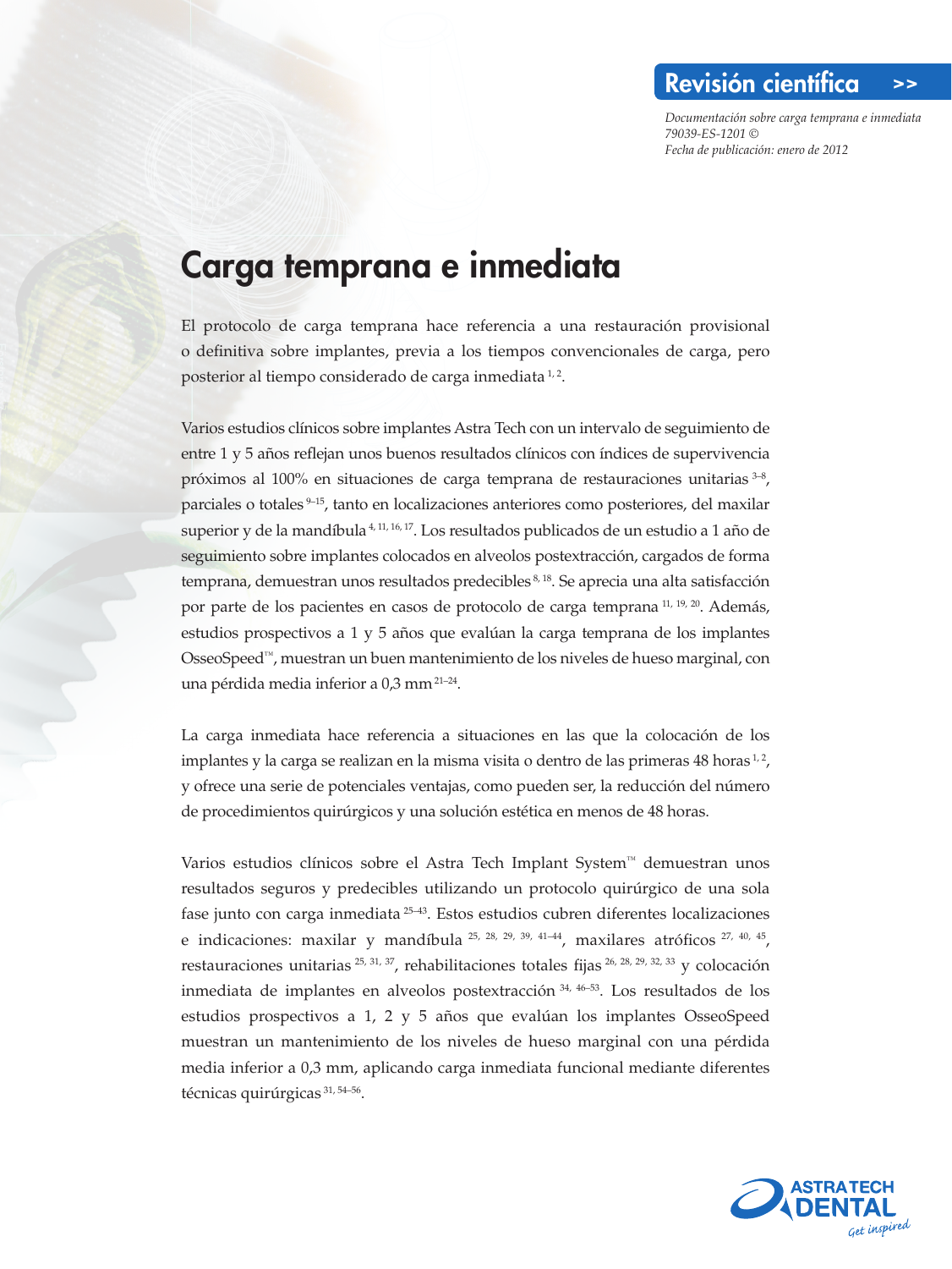Revisión científica >>

*Documentación sobre carga temprana e inmediata*
*79039-ES-1201 ©*
*Fecha de publicación: enero de 2012*

# Carga temprana e inmediata

El protocolo de carga temprana hace referencia a una restauración provisional o definitiva sobre implantes, previa a los tiempos convencionales de carga, pero posterior al tiempo considerado de carga inmediata [1, 2].

Varios estudios clínicos sobre implantes Astra Tech con un intervalo de seguimiento de entre 1 y 5 años reflejan unos buenos resultados clínicos con índices de supervivencia próximos al 100% en situaciones de carga temprana de restauraciones unitarias [3–8], parciales o totales [9–15], tanto en localizaciones anteriores como posteriores, del maxilar superior y de la mandíbula [4, 11, 16, 17]. Los resultados publicados de un estudio a 1 año de seguimiento sobre implantes colocados en alveolos postextracción, cargados de forma temprana, demuestran unos resultados predecibles [8, 18]. Se aprecia una alta satisfacción por parte de los pacientes en casos de protocolo de carga temprana [11, 19, 20]. Además, estudios prospectivos a 1 y 5 años que evalúan la carga temprana de los implantes OsseoSpeed™, muestran un buen mantenimiento de los niveles de hueso marginal, con una pérdida media inferior a 0,3 mm [21–24].

La carga inmediata hace referencia a situaciones en las que la colocación de los implantes y la carga se realizan en la misma visita o dentro de las primeras 48 horas [1, 2], y ofrece una serie de potenciales ventajas, como pueden ser, la reducción del número de procedimientos quirúrgicos y una solución estética en menos de 48 horas.

Varios estudios clínicos sobre el Astra Tech Implant System™ demuestran unos resultados seguros y predecibles utilizando un protocolo quirúrgico de una sola fase junto con carga inmediata [25–43]. Estos estudios cubren diferentes localizaciones e indicaciones: maxilar y mandíbula [25, 28, 29, 39, 41–44], maxilares atróficos [27, 40, 45], restauraciones unitarias [25, 31, 37], rehabilitaciones totales fijas [26, 28, 29, 32, 33] y colocación inmediata de implantes en alveolos postextracción [34, 46–53]. Los resultados de los estudios prospectivos a 1, 2 y 5 años que evalúan los implantes OsseoSpeed muestran un mantenimiento de los niveles de hueso marginal con una pérdida media inferior a 0,3 mm, aplicando carga inmediata funcional mediante diferentes técnicas quirúrgicas [31, 54–56].

ASTRA TECH DENTAL
*Get inspired*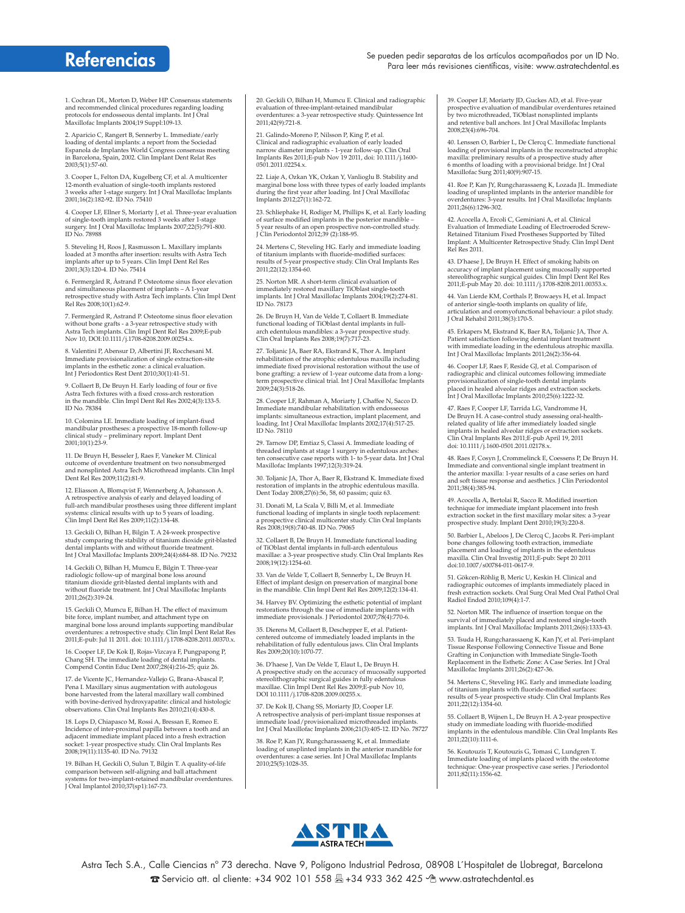# Referencias

Se pueden pedir separatas de los artículos acompañados por un ID No.
Para leer más revisiones científicas, visite: www.astratechdental.es

1. Cochran DL, Morton D, Weber HP. Consensus statements and recommended clinical procedures regarding loading protocols for endosseous dental implants. Int J Oral Maxillofac Implants 2004;19 Suppl:109-13.

2. Aparicio C, Rangert B, Sennerby L. Immediate/early loading of dental implants: a report from the Sociedad Espanola de Implantes World Congress consensus meeting in Barcelona, Spain, 2002. Clin Implant Dent Relat Res 2003;5(1):57-60.

3. Cooper L, Felton DA, Kugelberg CF, et al. A multicenter 12-month evaluation of single-tooth implants restored 3 weeks after 1-stage surgery. Int J Oral Maxillofac Implants 2001;16(2):182-92. ID No. 75410

4. Cooper LF, Ellner S, Moriarty J, et al. Three-year evaluation of single-tooth implants restored 3 weeks after 1-stage surgery. Int J Oral Maxillofac Implants 2007;22(5):791-800. ID No. 78988

5. Steveling H, Roos J, Rasmusson L. Maxillary implants loaded at 3 months after insertion: results with Astra Tech implants after up to 5 years. Clin Impl Dent Rel Res 2001;3(3):120-4. ID No. 75414

6. Fermergård R, Åstrand P. Osteotome sinus floor elevation and simultaneous placement of implants – A 1-year retrospective study with Astra Tech implants. Clin Impl Dent Rel Res 2008;10(1):62-9.

7. Fermergård R, Astrand P. Osteotome sinus floor elevation without bone grafts - a 3-year retrospective study with Astra Tech implants. Clin Impl Dent Rel Res 2009;E-pub Nov 10, DOI:10.1111/j.1708-8208.2009.00254.x.

8. Valentini P, Abensur D, Albertini JF, Rocchesani M. Immediate provisionalization of single extraction-site implants in the esthetic zone: a clinical evaluation. Int J Periodontics Rest Dent 2010;30(1):41-51.

9. Collaert B, De Bruyn H. Early loading of four or five Astra Tech fixtures with a fixed cross-arch restoration in the mandible. Clin Impl Dent Rel Res 2002;4(3):133-5. ID No. 78384

10. Colomina LE. Immediate loading of implant-fixed mandibular prostheses: a prospective 18-month follow-up clinical study – preliminary report. Implant Dent 2001;10(1):23-9.

11. De Bruyn H, Besseler J, Raes F, Vaneker M. Clinical outcome of overdenture treatment on two nonsubmerged and nonsplinted Astra Tech Microthread implants. Clin Impl Dent Rel Res 2009;11(2):81-9.

12. Eliasson A, Blomqvist F, Wennerberg A, Johansson A. A retrospective analysis of early and delayed loading of full-arch mandibular prostheses using three different implant systems: clinical results with up to 5 years of loading. Clin Impl Dent Rel Res 2009;11(2):134-48.

13. Geckili O, Bilhan H, Bilgin T. A 24-week prospective study comparing the stability of titanium dioxide grit-blasted dental implants with and without fluoride treatment. Int J Oral Maxillofac Implants 2009;24(4):684-88. ID No. 79232

14. Geckili O, Bilhan H, Mumcu E, Bilgin T. Three-year radiologic follow-up of marginal bone loss around titanium dioxide grit-blasted dental implants with and without fluoride treatment. Int J Oral Maxillofac Implants 2011;26(2):319-24.

15. Geckili O, Mumcu E, Bilhan H. The effect of maximum bite force, implant number, and attachment type on marginal bone loss around implants supporting mandibular overdentures: a retrospective study. Clin Impl Dent Relat Res 2011;E-pub: Jul 11 2011. doi: 10.1111/j.1708-8208.2011.00370.x.

16. Cooper LF, De Kok IJ, Rojas-Vizcaya F, Pungpapong P, Chang SH. The immediate loading of dental implants. Compend Contin Educ Dent 2007;28(4):216-25; quiz 26.

17. de Vicente JC, Hernandez-Vallejo G, Brana-Abascal P, Pena I. Maxillary sinus augmentation with autologous bone harvested from the lateral maxillary wall combined with bovine-derived hydroxyapatite: clinical and histologic observations. Clin Oral Implants Res 2010;21(4):430-8.

18. Lops D, Chiapasco M, Rossi A, Bressan E, Romeo E. Incidence of inter-proximal papilla between a tooth and an adjacent immediate implant placed into a fresh extraction socket: 1-year prospective study. Clin Oral Implants Res 2008;19(11):1135-40. ID No. 79132

19. Bilhan H, Geckili O, Sulun T, Bilgin T. A quality-of-life comparison between self-aligning and ball attachment systems for two-implant-retained mandibular overdentures. J Oral Implantol 2010;37(sp1):167-73.

20. Geckili O, Bilhan H, Mumcu E. Clinical and radiographic evaluation of three-implant-retained mandibular overdentures: a 3-year retrospective study. Quintessence Int 2011;42(9):721-8.

21. Galindo-Moreno P, Nilsson P, King P, et al. Clinical and radiographic evaluation of early loaded narrow diameter implants - 1-year follow-up. Clin Oral Implants Res 2011;E-pub Nov 19 2011, doi: 10.1111/j.1600-0501.2011.02254.x.

22. Liaje A, Ozkan YK, Ozkan Y, Vanlioglu B. Stability and marginal bone loss with three types of early loaded implants during the first year after loading. Int J Oral Maxillofac Implants 2012;27(1):162-72.

23. Schliephake H, Rodiger M, Phillips K, et al. Early loading of surface modified implants in the posterior mandible – 5 year results of an open prospective non-controlled study. J Clin Periodontol 2012;39 (2):188-95.

24. Mertens C, Steveling HG. Early and immediate loading of titanium implants with fluoride-modified surfaces: results of 5-year prospective study. Clin Oral Implants Res 2011;22(12):1354-60.

25. Norton MR. A short-term clinical evaluation of immediately restored maxillary TiOblast single-tooth implants. Int J Oral Maxillofac Implants 2004;19(2):274-81. ID No. 78173

26. De Bruyn H, Van de Velde T, Collaert B. Immediate functional loading of TiOblast dental implants in full-arch edentulous mandibles: a 3-year prospective study. Clin Oral Implants Res 2008;19(7):717-23.

27. Toljanic JA, Baer RA, Ekstrand K, Thor A. Implant rehabilitation of the atrophic edentulous maxilla including immediate fixed provisional restoration without the use of bone grafting: a review of 1-year outcome data from a long-term prospective clinical trial. Int J Oral Maxillofac Implants 2009;24(3):518-26.

28. Cooper LF, Rahman A, Moriarty J, Chaffee N, Sacco D. Immediate mandibular rehabilitation with endosseous implants: simultaneous extraction, implant placement, and loading. Int J Oral Maxillofac Implants 2002;17(4):517-25. ID No. 78110

29. Tarnow DP, Emtiaz S, Classi A. Immediate loading of threaded implants at stage 1 surgery in edentulous arches: ten consecutive case reports with 1- to 5-year data. Int J Oral Maxillofac Implants 1997;12(3):319-24.

30. Toljanic JA, Thor A, Baer R, Ekstrand K. Immediate fixed restoration of implants in the atrophic edentulous maxilla. Dent Today 2008;27(6):56, 58, 60 passim; quiz 63.

31. Donati M, La Scala V, Billi M, et al. Immediate functional loading of implants in single tooth replacement: a prospective clinical multicenter study. Clin Oral Implants Res 2008;19(8):740-48. ID No. 79065

32. Collaert B, De Bruyn H. Immediate functional loading of TiOblast dental implants in full-arch edentulous maxillae: a 3-year prospective study. Clin Oral Implants Res 2008;19(12):1254-60.

33. Van de Velde T, Collaert B, Sennerby L, De Bruyn H. Effect of implant design on preservation of marginal bone in the mandible. Clin Impl Dent Rel Res 2009;12(2):134-41.

34. Harvey BV. Optimizing the esthetic potential of implant restorations through the use of immediate implants with immediate provisionals. J Periodontol 2007;78(4):770-6.

35. Dierens M, Collaert B, Deschepper E, et al. Patient-centered outcome of immediately loaded implants in the rehabilitation of fully edentulous jaws. Clin Oral Implants Res 2009;20(10):1070-77.

36. D'haese J, Van De Velde T, Elaut L, De Bruyn H. A prospective study on the accuracy of mucosally supported stereolithographic surgical guides in fully edentulous maxillae. Clin Impl Dent Rel Res 2009;E-pub Nov 10, DOI 10.1111/j.1708-8208.2009.00255.x.

37. De Kok IJ, Chang SS, Moriarty JD, Cooper LF. A retrospective analysis of peri-implant tissue responses at immediate load/provisionalized microthreaded implants. Int J Oral Maxillofac Implants 2006;21(3):405-12. ID No. 78727

38. Roe P, Kan JY, Rungcharassaeng K, et al. Immediate loading of unsplinted implants in the anterior mandible for overdentures: a case series. Int J Oral Maxillofac Implants 2010;25(5):1028-35.

39. Cooper LF, Moriarty JD, Guckes AD, et al. Five-year prospective evaluation of mandibular overdentures retained by two microthreaded, TiOblast nonsplinted implants and retentive ball anchors. Int J Oral Maxillofac Implants 2008;23(4):696-704.

40. Lenssen O, Barbier L, De Clercq C. Immediate functional loading of provisional implants in the reconstructed atrophic maxilla: preliminary results of a prospective study after 6 months of loading with a provisional bridge. Int J Oral Maxillofac Surg 2011;40(9):907-15.

41. Roe P, Kan JY, Rungcharassaeng K, Lozada JL. Immediate loading of unsplinted implants in the anterior mandible for overdentures: 3-year results. Int J Oral Maxillofac Implants 2011;26(6):1296-302.

42. Acocella A, Ercoli C, Geminiani A, et al. Clinical Evaluation of Immediate Loading of Electroeroded Screw-Retained Titanium Fixed Prostheses Supported by Tilted Implant: A Multicenter Retrospective Study. Clin Impl Dent Rel Res 2011.

43. D'haese J, De Bruyn H. Effect of smoking habits on accuracy of implant placement using mucosally supported stereolithographic surgical guides. Clin Impl Dent Rel Res 2011;E-pub May 20. doi: 10.1111/j.1708-8208.2011.00353.x.

44. Van Lierde KM, Corthals P, Browaeys H, et al. Impact of anterior single-tooth implants on quality of life, articulation and oromyofunctional behaviour: a pilot study. J Oral Rehabil 2011;38(3):170-5.

45. Erkapers M, Ekstrand K, Baer RA, Toljanic JA, Thor A. Patient satisfaction following dental implant treatment with immediate loading in the edentulous atrophic maxilla. Int J Oral Maxillofac Implants 2011;26(2):356-64.

46. Cooper LF, Raes F, Reside GJ, et al. Comparison of radiographic and clinical outcomes following immediate provisionalization of single-tooth dental implants placed in healed alveolar ridges and extraction sockets. Int J Oral Maxillofac Implants 2010;25(6):1222-32.

47. Raes F, Cooper LF, Tarrida LG, Vandromme H, De Bruyn H. A case-control study assessing oral-health-related quality of life after immediately loaded single implants in healed alveolar ridges or extraction sockets. Clin Oral Implants Res 2011;E-pub April 19, 2011 doi: 10.1111/j.1600-0501.2011.02178.x.

48. Raes F, Cosyn J, Crommelinck E, Coessens P, De Bruyn H. Immediate and conventional single implant treatment in the anterior maxilla: 1-year results of a case series on hard and soft tissue response and aesthetics. J Clin Periodontol 2011;38(4):385-94.

49. Acocella A, Bertolai R, Sacco R. Modified insertion technique for immediate implant placement into fresh extraction socket in the first maxillary molar sites: a 3-year prospective study. Implant Dent 2010;19(3):220-8.

50. Barbier L, Abeloos J, De Clercq C, Jacobs R. Peri-implant bone changes following tooth extraction, immediate placement and loading of implants in the edentulous maxilla. Clin Oral Investig 2011;E-pub: Sept 20 2011 doi:10.1007/s00784-011-0617-9.

51. Gökcen-Röhlig B, Meric U, Keskin H. Clinical and radiographic outcomes of implants immediately placed in fresh extraction sockets. Oral Surg Oral Med Oral Pathol Oral Radiol Endod 2010;109(4):1-7.

52. Norton MR. The influence of insertion torque on the survival of immediately placed and restored single-tooth implants. Int J Oral Maxillofac Implants 2011;26(6):1333-43.

53. Tsuda H, Rungcharassaeng K, Kan JY, et al. Peri-implant Tissue Response Following Connective Tissue and Bone Grafting in Conjunction with Immediate Single-Tooth Replacement in the Esthetic Zone: A Case Series. Int J Oral Maxillofac Implants 2011;26(2):427-36.

54. Mertens C, Steveling HG. Early and immediate loading of titanium implants with fluoride-modified surfaces: results of 5-year prospective study. Clin Oral Implants Res 2011;22(12):1354-60.

55. Collaert B, Wijnen L, De Bruyn H. A 2-year prospective study on immediate loading with fluoride-modified implants in the edentulous mandible. Clin Oral Implants Res 2011;22(10):1111-6.

56. Koutouzis T, Koutouzis G, Tomasi C, Lundgren T. Immediate loading of implants placed with the osteotome technique: One-year prospective case series. J Periodontol 2011;82(11):1556-62.

ASTRA
ASTRA TECH

Astra Tech S.A., Calle Ciencias nº 73 derecha. Nave 9, Polígono Industrial Pedrosa, 08908 L´Hospitalet de Llobregat, Barcelona
☎ Servicio att. al cliente: +34 902 101 558 📠 +34 933 362 425 ⁠🖱 www.astratechdental.es